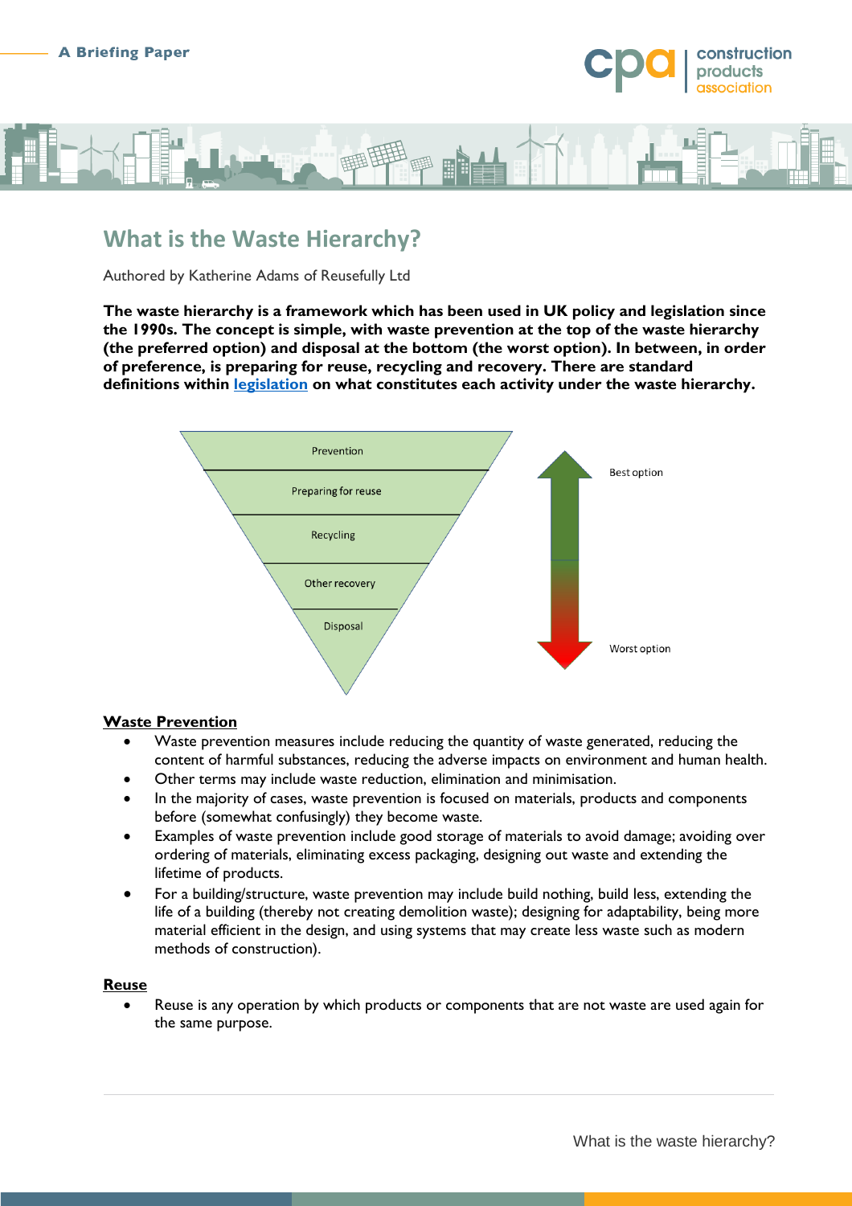A Briefing Paper

# What is the Waste Hierarchy?

Authored by Katherine Adams of Reusefully Ltd

**The waste hierarchy is a framework which has been used in UK policy and legislation since the 1990s. The concept is simple, with waste prevention at the top of the waste hierarchy (the preferred option) and disposal at the bottom (the worst option). In between, in order of preference, is preparing for reuse, recycling and recovery. There are standard definitions within legislation on what constitutes each activity under the waste hierarchy.**

Prevention

Preparing for reuse

Recycling

Other recovery

Disposal

Best option

Worst option

## Waste Prevention

- Waste prevention measures include reducing the quantity of waste generated, reducing the content of harmful substances, reducing the adverse impacts on environment and human health.
- Other terms may include waste reduction, elimination and minimisation.
- In the majority of cases, waste prevention is focused on materials, products and components before (somewhat confusingly) they become waste.
- Examples of waste prevention include good storage of materials to avoid damage; avoiding over ordering of materials, eliminating excess packaging, designing out waste and extending the lifetime of products.
- For a building/structure, waste prevention may include build nothing, build less, extending the life of a building (thereby not creating demolition waste); designing for adaptability, being more material efficient in the design, and using systems that may create less waste such as modern methods of construction).

## Reuse

- Reuse is any operation by which products or components that are not waste are used again for the same purpose.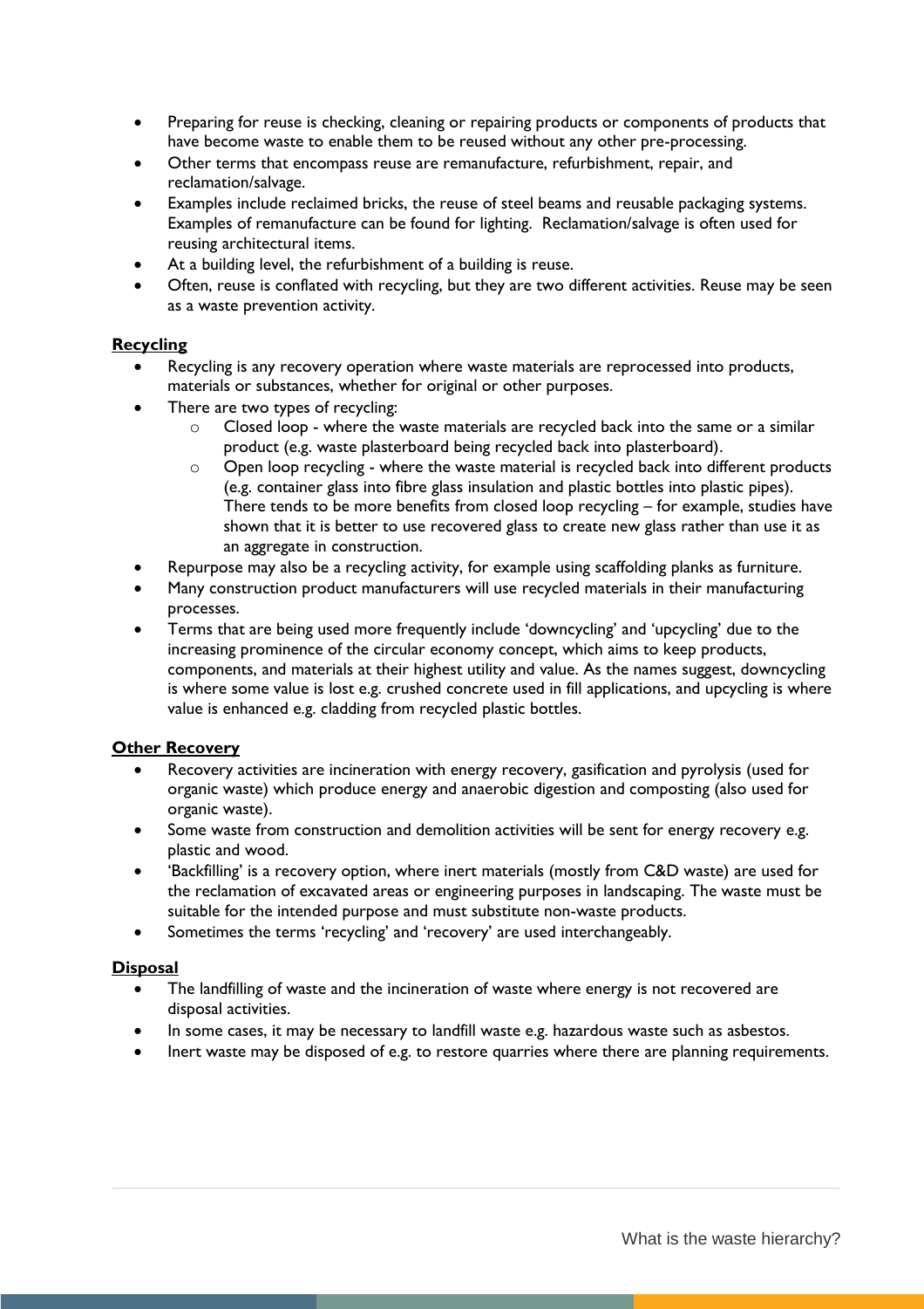- Preparing for reuse is checking, cleaning or repairing products or components of products that have become waste to enable them to be reused without any other pre-processing.
- Other terms that encompass reuse are remanufacture, refurbishment, repair, and reclamation/salvage.
- Examples include reclaimed bricks, the reuse of steel beams and reusable packaging systems. Examples of remanufacture can be found for lighting. Reclamation/salvage is often used for reusing architectural items.
- At a building level, the refurbishment of a building is reuse.
- Often, reuse is conflated with recycling, but they are two different activities. Reuse may be seen as a waste prevention activity.

**Recycling**

- Recycling is any recovery operation where waste materials are reprocessed into products, materials or substances, whether for original or other purposes.
- There are two types of recycling:
  - Closed loop - where the waste materials are recycled back into the same or a similar product (e.g. waste plasterboard being recycled back into plasterboard).
  - Open loop recycling - where the waste material is recycled back into different products (e.g. container glass into fibre glass insulation and plastic bottles into plastic pipes). There tends to be more benefits from closed loop recycling – for example, studies have shown that it is better to use recovered glass to create new glass rather than use it as an aggregate in construction.
- Repurpose may also be a recycling activity, for example using scaffolding planks as furniture.
- Many construction product manufacturers will use recycled materials in their manufacturing processes.
- Terms that are being used more frequently include 'downcycling' and 'upcycling' due to the increasing prominence of the circular economy concept, which aims to keep products, components, and materials at their highest utility and value. As the names suggest, downcycling is where some value is lost e.g. crushed concrete used in fill applications, and upcycling is where value is enhanced e.g. cladding from recycled plastic bottles.

**Other Recovery**

- Recovery activities are incineration with energy recovery, gasification and pyrolysis (used for organic waste) which produce energy and anaerobic digestion and composting (also used for organic waste).
- Some waste from construction and demolition activities will be sent for energy recovery e.g. plastic and wood.
- 'Backfilling' is a recovery option, where inert materials (mostly from C&D waste) are used for the reclamation of excavated areas or engineering purposes in landscaping. The waste must be suitable for the intended purpose and must substitute non-waste products.
- Sometimes the terms 'recycling' and 'recovery' are used interchangeably.

**Disposal**

- The landfilling of waste and the incineration of waste where energy is not recovered are disposal activities.
- In some cases, it may be necessary to landfill waste e.g. hazardous waste such as asbestos.
- Inert waste may be disposed of e.g. to restore quarries where there are planning requirements.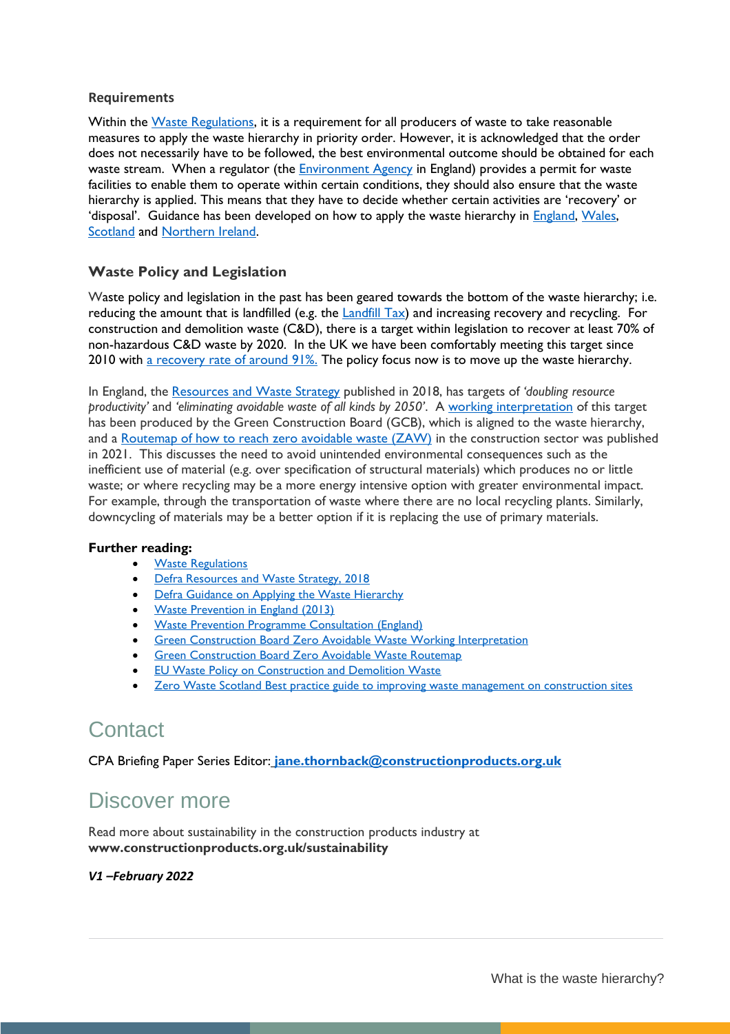### Requirements

Within the Waste Regulations, it is a requirement for all producers of waste to take reasonable measures to apply the waste hierarchy in priority order. However, it is acknowledged that the order does not necessarily have to be followed, the best environmental outcome should be obtained for each waste stream. When a regulator (the Environment Agency in England) provides a permit for waste facilities to enable them to operate within certain conditions, they should also ensure that the waste hierarchy is applied. This means that they have to decide whether certain activities are 'recovery' or 'disposal'. Guidance has been developed on how to apply the waste hierarchy in England, Wales, Scotland and Northern Ireland.

### Waste Policy and Legislation

Waste policy and legislation in the past has been geared towards the bottom of the waste hierarchy; i.e. reducing the amount that is landfilled (e.g. the Landfill Tax) and increasing recovery and recycling. For construction and demolition waste (C&D), there is a target within legislation to recover at least 70% of non-hazardous C&D waste by 2020. In the UK we have been comfortably meeting this target since 2010 with a recovery rate of around 91%. The policy focus now is to move up the waste hierarchy.

In England, the Resources and Waste Strategy published in 2018, has targets of *'doubling resource productivity'* and *'eliminating avoidable waste of all kinds by 2050'*. A working interpretation of this target has been produced by the Green Construction Board (GCB), which is aligned to the waste hierarchy, and a Routemap of how to reach zero avoidable waste (ZAW) in the construction sector was published in 2021. This discusses the need to avoid unintended environmental consequences such as the inefficient use of material (e.g. over specification of structural materials) which produces no or little waste; or where recycling may be a more energy intensive option with greater environmental impact. For example, through the transportation of waste where there are no local recycling plants. Similarly, downcycling of materials may be a better option if it is replacing the use of primary materials.

**Further reading:**

- Waste Regulations
- Defra Resources and Waste Strategy, 2018
- Defra Guidance on Applying the Waste Hierarchy
- Waste Prevention in England (2013)
- Waste Prevention Programme Consultation (England)
- Green Construction Board Zero Avoidable Waste Working Interpretation
- Green Construction Board Zero Avoidable Waste Routemap
- EU Waste Policy on Construction and Demolition Waste
- Zero Waste Scotland Best practice guide to improving waste management on construction sites

# Contact

CPA Briefing Paper Series Editor: **jane.thornback@constructionproducts.org.uk**

# Discover more

Read more about sustainability in the construction products industry at
**www.constructionproducts.org.uk/sustainability**

***V1 –February 2022***